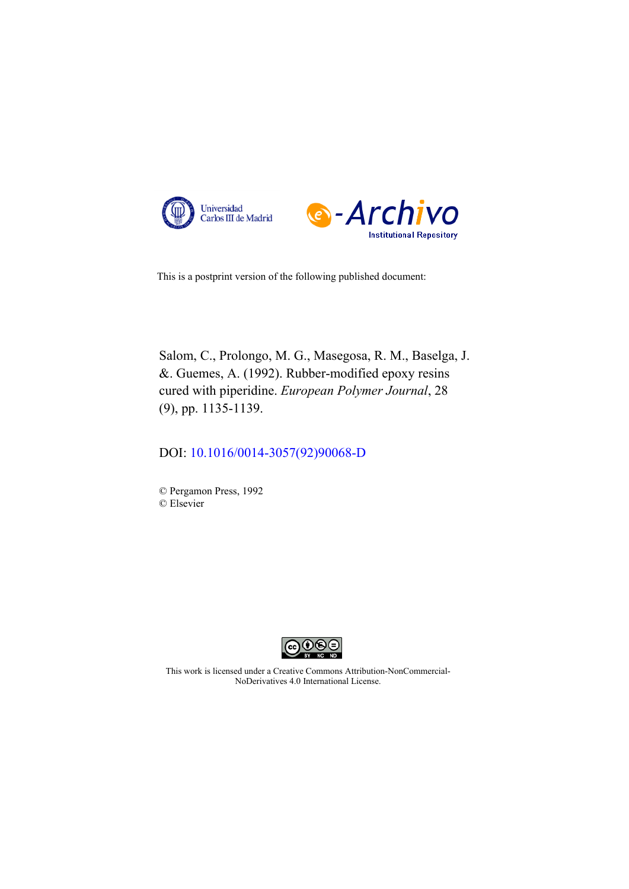Universidad Carlos III de Madrid

e-Archivo Institutional Repository

This is a postprint version of the following published document:

Salom, C., Prolongo, M. G., Masegosa, R. M., Baselga, J. &. Guemes, A. (1992). Rubber-modified epoxy resins cured with piperidine. *European Polymer Journal*, 28 (9), pp. 1135-1139.

DOI: 10.1016/0014-3057(92)90068-D

© Pergamon Press, 1992
© Elsevier

This work is licensed under a Creative Commons Attribution-NonCommercial-NoDerivatives 4.0 International License.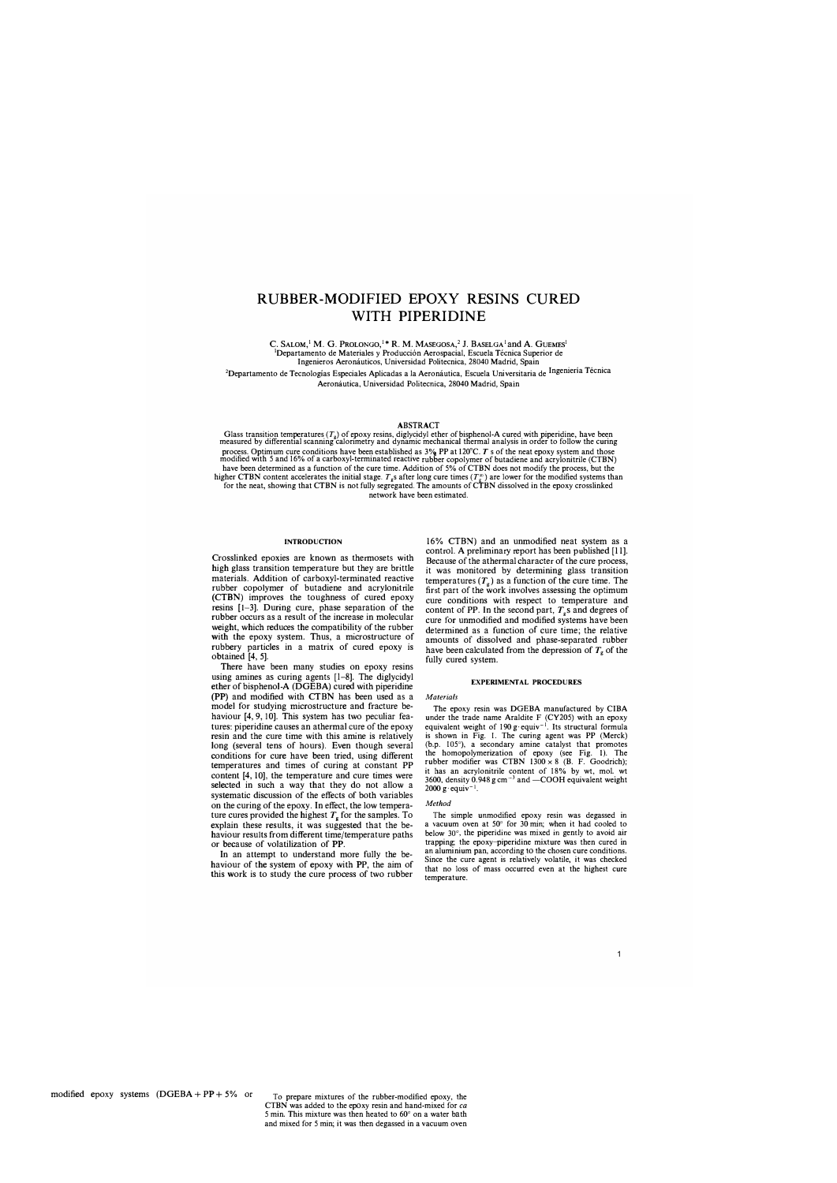# RUBBER-MODIFIED EPOXY RESINS CURED WITH PIPERIDINE

C. Salom,[1] M. G. Prolongo,[1]* R. M. Masegosa,[2] J. Baselga[1] and A. Guemes[1]

[1]Departamento de Materiales y Producción Aerospacial, Escuela Técnica Superior de Ingenieros Aeronáuticos, Universidad Politecnica, 28040 Madrid, Spain

[2]Departamento de Tecnologías Especiales Aplicadas a la Aeronáutica, Escuela Universitaria de Ingeniería Técnica Aeronáutica, Universidad Politecnica, 28040 Madrid, Spain

## ABSTRACT

Glass transition temperatures ($T_g$) of epoxy resins, diglycidyl ether of bisphenol-A cured with piperidine, have been measured by differential scanning calorimetry and dynamic mechanical thermal analysis in order to follow the curing process. Optimum cure conditions have been established as 3% PP at 120°C. $T_g$s of the neat epoxy system and those modified with 5 and 16% of a carboxyl-terminated reactive rubber copolymer of butadiene and acrylonitrile (CTBN) have been determined as a function of the cure time. Addition of 5% of CTBN does not modify the process, but the higher CTBN content accelerates the initial stage. $T_g$s after long cure times ($T_g^{\infty}$) are lower for the modified systems than for the neat, showing that CTBN is not fully segregated. The amounts of CTBN dissolved in the epoxy crosslinked network have been estimated.

## INTRODUCTION

Crosslinked epoxies are known as thermosets with high glass transition temperature but they are brittle materials. Addition of carboxyl-terminated reactive rubber copolymer of butadiene and acrylonitrile (CTBN) improves the toughness of cured epoxy resins [1–3]. During cure, phase separation of the rubber occurs as a result of the increase in molecular weight, which reduces the compatibility of the rubber with the epoxy system. Thus, a microstructure of rubbery particles in a matrix of cured epoxy is obtained [4, 5].

There have been many studies on epoxy resins using amines as curing agents [1–8]. The diglycidyl ether of bisphenol-A (DGEBA) cured with piperidine (PP) and modified with CTBN has been used as a model for studying microstructure and fracture behaviour [4, 9, 10]. This system has two peculiar features: piperidine causes an athermal cure of the epoxy resin and the cure time with this amine is relatively long (several tens of hours). Even though several conditions for cure have been tried, using different temperatures and times of curing at constant PP content [4, 10], the temperature and cure times were selected in such a way that they do not allow a systematic discussion of the effects of both variables on the curing of the epoxy. In effect, the low temperature cures provided the highest $T_g$ for the samples. To explain these results, it was suggested that the behaviour results from different time/temperature paths or because of volatilization of PP.

In an attempt to understand more fully the behaviour of the system of epoxy with PP, the aim of this work is to study the cure process of two rubber modified epoxy systems (DGEBA + PP + 5% or 16% CTBN) and an unmodified neat system as a control. A preliminary report has been published [11]. Because of the athermal character of the cure process, it was monitored by determining glass transition temperatures ($T_g$) as a function of the cure time. The first part of the work involves assessing the optimum cure conditions with respect to temperature and content of PP. In the second part, $T_g$s and degrees of cure for unmodified and modified systems have been determined as a function of cure time; the relative amounts of dissolved and phase-separated rubber have been calculated from the depression of $T_g$ of the fully cured system.

## EXPERIMENTAL PROCEDURES

### *Materials*

The epoxy resin was DGEBA manufactured by CIBA under the trade name Araldite F (CY205) with an epoxy equivalent weight of 190 g·equiv$^{-1}$. Its structural formula is shown in Fig. 1. The curing agent was PP (Merck) (b.p. 105°), a secondary amine catalyst that promotes the homopolymerization of epoxy (see Fig. 1). The rubber modifier was CTBN 1300 × 8 (B. F. Goodrich); it has an acrylonitrile content of 18% by wt, mol. wt 3600, density 0.948 g cm$^{-3}$ and —COOH equivalent weight 2000 g·equiv$^{-1}$.

### *Method*

The simple unmodified epoxy resin was degassed in a vacuum oven at 50° for 30 min; when it had cooled to below 30°, the piperidine was mixed in gently to avoid air trapping; the epoxy–piperidine mixture was then cured in an aluminium pan, according to the chosen cure conditions. Since the cure agent is relatively volatile, it was checked that no loss of mass occurred even at the highest cure temperature.

To prepare mixtures of the rubber-modified epoxy, the CTBN was added to the epoxy resin and hand-mixed for *ca* 5 min. This mixture was then heated to 60° on a water bath and mixed for 5 min; it was then degassed in a vacuum oven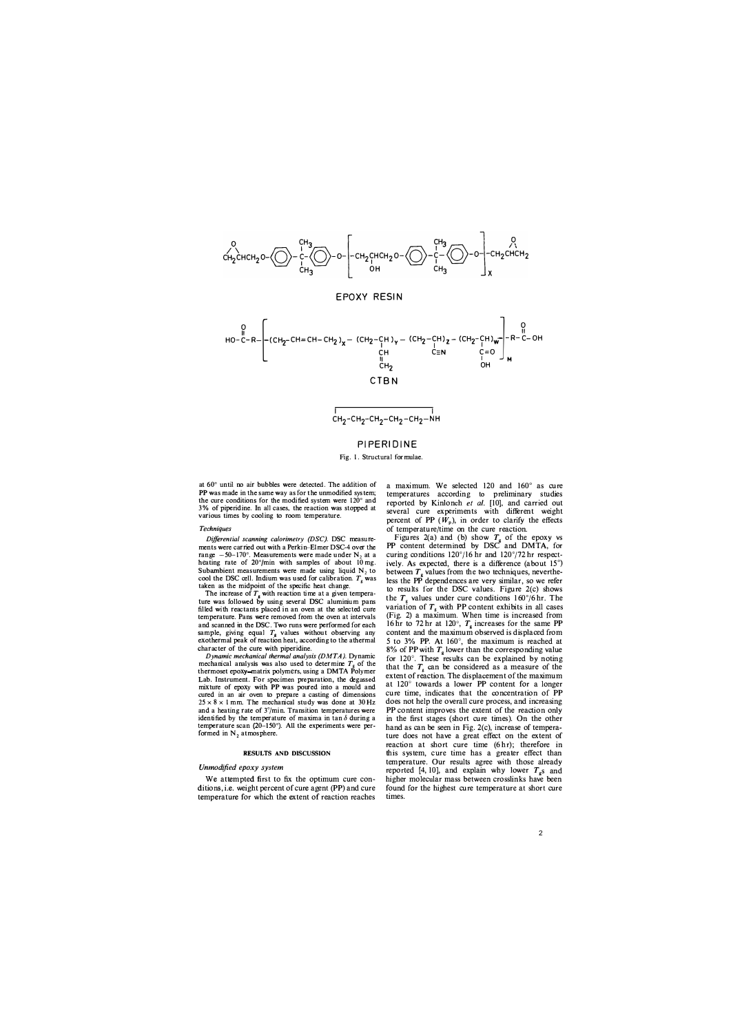EPOXY RESIN

CTBN

PIPERIDINE

Fig. 1. Structural formulae.

at 60° until no air bubbles were detected. The addition of PP was made in the same way as for the unmodified system; the cure conditions for the modified system were 120° and 3% of piperidine. In all cases, the reaction was stopped at various times by cooling to room temperature.

### Techniques

*Differential scanning calorimetry (DSC).* DSC measurements were carried out with a Perkin-Elmer DSC-4 over the range −50–170°. Measurements were made under $N_2$ at a heating rate of 20°/min with samples of about 10 mg. Subambient measurements were made using liquid $N_2$ to cool the DSC cell. Indium was used for calibration. $T_g$ was taken as the midpoint of the specific heat change.

The increase of $T_g$ with reaction time at a given temperature was followed by using several DSC aluminium pans filled with reactants placed in an oven at the selected cure temperature. Pans were removed from the oven at intervals and scanned in the DSC. Two runs were performed for each sample, giving equal $T_g$ values without observing any exothermal peak of reaction heat, according to the athermal character of the cure with piperidine.

*Dynamic mechanical thermal analysis (DMTA).* Dynamic mechanical analysis was also used to determine $T_g$ of the thermoset epoxy–matrix polymers, using a DMTA Polymer Lab. Instrument. For specimen preparation, the degassed mixture of epoxy with PP was poured into a mould and cured in an air oven to prepare a casting of dimensions $25 \times 8 \times 1$ mm. The mechanical study was done at 30 Hz and a heating rate of 3°/min. Transition temperatures were identified by the temperature of maxima in $\tan \delta$ during a temperature scan (20–150°). All the experiments were performed in $N_2$ atmosphere.

## RESULTS AND DISCUSSION

### Unmodified epoxy system

We attempted first to fix the optimum cure conditions, i.e. weight percent of cure agent (PP) and cure temperature for which the extent of reaction reaches a maximum. We selected 120 and 160° as cure temperatures according to preliminary studies reported by Kinloch *et al.* [10], and carried out several cure experiments with different weight percent of PP ($W_p$), in order to clarify the effects of temperature/time on the cure reaction.

Figures 2(a) and (b) show $T_g$ of the epoxy vs PP content determined by DSC and DMTA, for curing conditions 120°/16 hr and 120°/72 hr respectively. As expected, there is a difference (about 15°) between $T_g$ values from the two techniques, nevertheless the PP dependences are very similar, so we refer to results for the DSC values. Figure 2(c) shows the $T_g$ values under cure conditions 160°/6 hr. The variation of $T_g$ with PP content exhibits in all cases (Fig. 2) a maximum. When time is increased from 16 hr to 72 hr at 120°, $T_g$ increases for the same PP content and the maximum observed is displaced from 5 to 3% PP. At 160°, the maximum is reached at 8% of PP with $T_g$ lower than the corresponding value for 120°. These results can be explained by noting that the $T_g$ can be considered as a measure of the extent of reaction. The displacement of the maximum at 120° towards a lower PP content for a longer cure time, indicates that the concentration of PP does not help the overall cure process, and increasing PP content improves the extent of the reaction only in the first stages (short cure times). On the other hand as can be seen in Fig. 2(c), increase of temperature does not have a great effect on the extent of reaction at short cure time (6 hr); therefore in this system, cure time has a greater effect than temperature. Our results agree with those already reported [4, 10], and explain why lower $T_g$s and higher molecular mass between crosslinks have been found for the highest cure temperature at short cure times.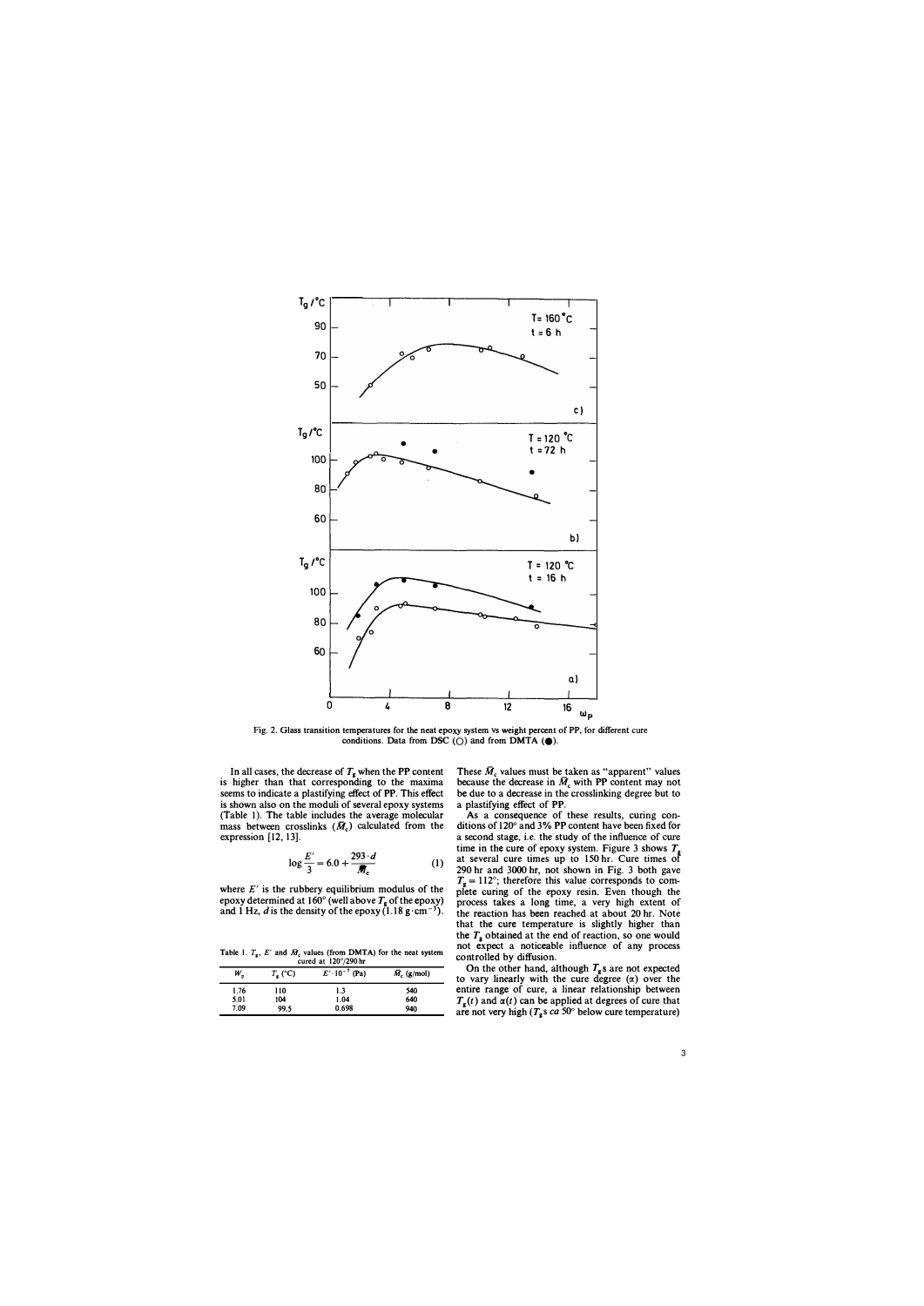Fig. 2. Glass transition temperatures for the neat epoxy system vs weight percent of PP, for different cure conditions. Data from DSC (○) and from DMTA (●).

In all cases, the decrease of $T_g$ when the PP content is higher than that corresponding to the maxima seems to indicate a plastifying effect of PP. This effect is shown also on the moduli of several epoxy systems (Table 1). The table includes the average molecular mass between crosslinks ($\bar{M}_c$) calculated from the expression [12, 13].

$$\log \frac{E'}{3} = 6.0 + \frac{293 \cdot d}{\bar{M}_c} \qquad (1)$$

where $E'$ is the rubbery equilibrium modulus of the epoxy determined at 160° (well above $T_g$ of the epoxy) and 1 Hz, $d$ is the density of the epoxy (1.18 g·cm$^{-3}$).

Table 1. $T_g$, $E'$ and $\bar{M}_c$ values (from DMTA) for the neat system cured at 120°/290 hr

| $W_p$ | $T_g$ (°C) | $E' \cdot 10^{-7}$ (Pa) | $\bar{M}_c$ (g/mol) |
|---|---|---|---|
| 1.76 | 110 | 1.3 | 540 |
| 5.01 | 104 | 1.04 | 640 |
| 7.09 | 99.5 | 0.698 | 940 |

These $\bar{M}_c$ values must be taken as "apparent" values because the decrease in $\bar{M}_c$ with PP content may not be due to a decrease in the crosslinking degree but to a plastifying effect of PP.

As a consequence of these results, curing conditions of 120° and 3% PP content have been fixed for a second stage, i.e. the study of the influence of cure time in the cure of epoxy system. Figure 3 shows $T_g$ at several cure times up to 150 hr. Cure times of 290 hr and 3000 hr, not shown in Fig. 3 both gave $T_g = 112°$; therefore this value corresponds to complete curing of the epoxy resin. Even though the process takes a long time, a very high extent of the reaction has been reached at about 20 hr. Note that the cure temperature is slightly higher than the $T_g$ obtained at the end of reaction, so one would not expect a noticeable influence of any process controlled by diffusion.

On the other hand, although $T_g$s are not expected to vary linearly with the cure degree ($\alpha$) over the entire range of cure, a linear relationship between $T_g(t)$ and $\alpha(t)$ can be applied at degrees of cure that are not very high ($T_g$s *ca* 50° below cure temperature)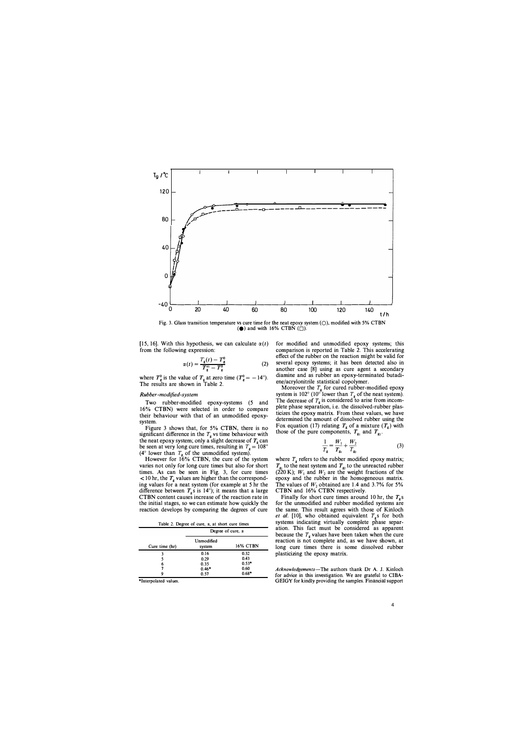Fig. 3. Glass transition temperature vs cure time for the neat epoxy system (○), modified with 5% CTBN (●) and with 16% CTBN (□).

[15, 16]. With this hypothesis, we can calculate $\alpha(t)$ from the following expression:

$$\alpha(t) = \frac{T_g(t) - T_g^0}{T_g^\infty - T_g^0} \tag{2}$$

where $T_g^0$ is the value of $T_g$ at zero time ($T_g^0 = -14°$). The results are shown in Table 2.

*Rubber-modified-system*

Two rubber-modified epoxy-systems (5 and 16% CTBN) were selected in order to compare their behaviour with that of an unmodified epoxy-system.

Figure 3 shows that, for 5% CTBN, there is no significant difference in the $T_g$ vs time behaviour with the neat epoxy system; only a slight decrease of $T_g$ can be seen at very long cure times, resulting in $T_g = 108°$ (4° lower than $T_g$ of the unmodified system).

However for 16% CTBN, the cure of the system varies not only for long cure times but also for short times. As can be seen in Fig. 3, for cure times < 10 hr, the $T_g$ values are higher than the corresponding values for a neat system (for example at 5 hr the difference between $T_g$s is 14°); it means that a large CTBN content causes increase of the reaction rate in the initial stages, so we can estimate how quickly the reaction develops by comparing the degrees of cure for modified and unmodified epoxy systems; this comparison is reported in Table 2. This accelerating effect of the rubber on the reaction might be valid for several epoxy systems; it has been detected also in another case [8] using as cure agent a secondary diamine and as rubber an epoxy-terminated butadiene/acrylonitrile statistical copolymer.

Table 2. Degree of cure, α, at short cure times

| Cure time (hr) | Degree of cure, α | |
|---|---|---|
| | Unmodified system | 16% CTBN |
| 3 | 0.16 | 0.32 |
| 5 | 0.29 | 0.43 |
| 6 | 0.35 | 0.53* |
| 7 | 0.46* | 0.60 |
| 9 | 0.57 | 0.68* |

*Interpolated values.

Moreover the $T_g$ for cured rubber-modified epoxy system is 102° (10° lower than $T_g$ of the neat system). The decrease of $T_g$ is considered to arise from incomplete phase separation, i.e. the dissolved-rubber plasticizes the epoxy matrix. From these values, we have determined the amount of dissolved rubber using the Fox equation (17) relating $T_g$ of a mixture ($T_g$) with those of the pure components, $T_{g_1}$ and $T_{g_2}$.

$$\frac{1}{T_g} = \frac{W_1}{T_{g_1}} + \frac{W_2}{T_{g_2}} \tag{3}$$

where $T_g$ refers to the rubber modified epoxy matrix; $T_{g_1}$ to the neat system and $T_{g_2}$ to the unreacted rubber (220 K); $W_1$ and $W_2$ are the weight fractions of the epoxy and the rubber in the homogeneous matrix. The values of $W_2$ obtained are 1.4 and 3.7% for 5% CTBN and 16% CTBN respectively.

Finally for short cure times around 10 hr, the $T_g$s for the unmodified and rubber modified systems are the same. This result agrees with those of Kinloch *et al.* [10], who obtained equivalent $T_g$s for both systems indicating virtually complete phase separation. This fact must be considered as apparent because the $T_g$ values have been taken when the cure reaction is not complete and, as we have shown, at long cure times there is some dissolved rubber plasticizing the epoxy matrix.

*Acknowledgements*—The authors thank Dr A. J. Kinloch for advice in this investigation. We are grateful to CIBA-GEIGY for kindly providing the samples. Financial support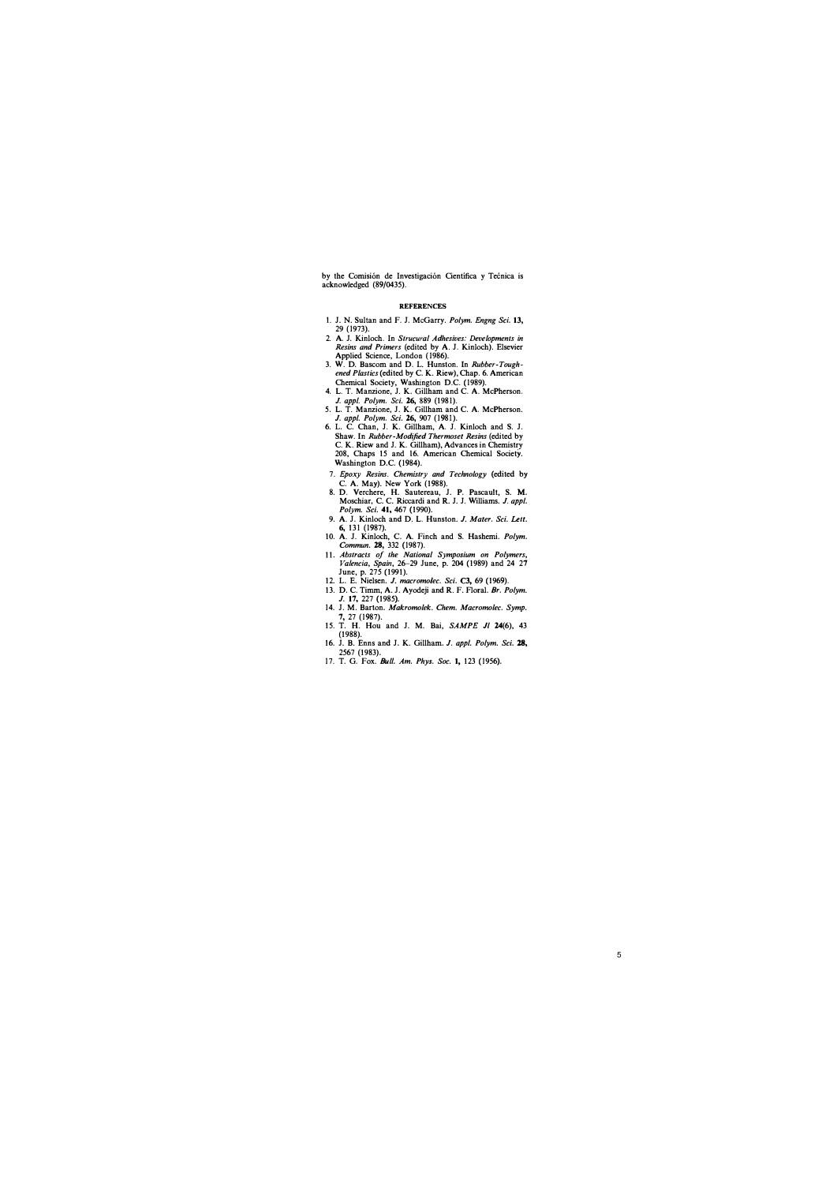by the Comisión de Investigación Científica y Técnica is acknowledged (89/0435).

## REFERENCES

1. J. N. Sultan and F. J. McGarry. *Polym. Engng Sci.* **13,** 29 (1973).
2. A. J. Kinloch. In *Strucural Adhesives: Developments in Resins and Primers* (edited by A. J. Kinloch). Elsevier Applied Science, London (1986).
3. W. D. Bascom and D. L. Hunston. In *Rubber-Toughened Plastics* (edited by C. K. Riew), Chap. 6. American Chemical Society, Washington D.C. (1989).
4. L. T. Manzione, J. K. Gillham and C. A. McPherson. *J. appl. Polym. Sci.* **26,** 889 (1981).
5. L. T. Manzione, J. K. Gillham and C. A. McPherson. *J. appl. Polym. Sci.* **26,** 907 (1981).
6. L. C. Chan, J. K. Gillham, A. J. Kinloch and S. J. Shaw. In *Rubber-Modified Thermoset Resins* (edited by C. K. Riew and J. K. Gillham), Advances in Chemistry 208, Chaps 15 and 16. American Chemical Society. Washington D.C. (1984).
7. *Epoxy Resins. Chemistry and Technology* (edited by C. A. May). New York (1988).
8. D. Verchere, H. Sautereau, J. P. Pascault, S. M. Moschiar, C. C. Riccardi and R. J. J. Williams. *J. appl. Polym. Sci.* **41,** 467 (1990).
9. A. J. Kinloch and D. L. Hunston. *J. Mater. Sci. Lett.* **6,** 131 (1987).
10. A. J. Kinloch, C. A. Finch and S. Hashemi. *Polym. Commun.* **28,** 332 (1987).
11. *Abstracts of the National Symposium on Polymers, Valencia, Spain*, 26–29 June, p. 204 (1989) and 24 27 June, p. 275 (1991).
12. L. E. Nielsen. *J. macromolec. Sci.* **C3,** 69 (1969).
13. D. C. Timm, A. J. Ayodeji and R. F. Floral. *Br. Polym. J.* **17,** 227 (1985).
14. J. M. Barton. *Makromolek. Chem. Macromolec. Symp.* **7,** 27 (1987).
15. T. H. Hou and J. M. Bai, *SAMPE Jl* **24**(6), 43 (1988).
16. J. B. Enns and J. K. Gillham. *J. appl. Polym. Sci.* **28,** 2567 (1983).
17. T. G. Fox. *Bull. Am. Phys. Soc.* **1,** 123 (1956).